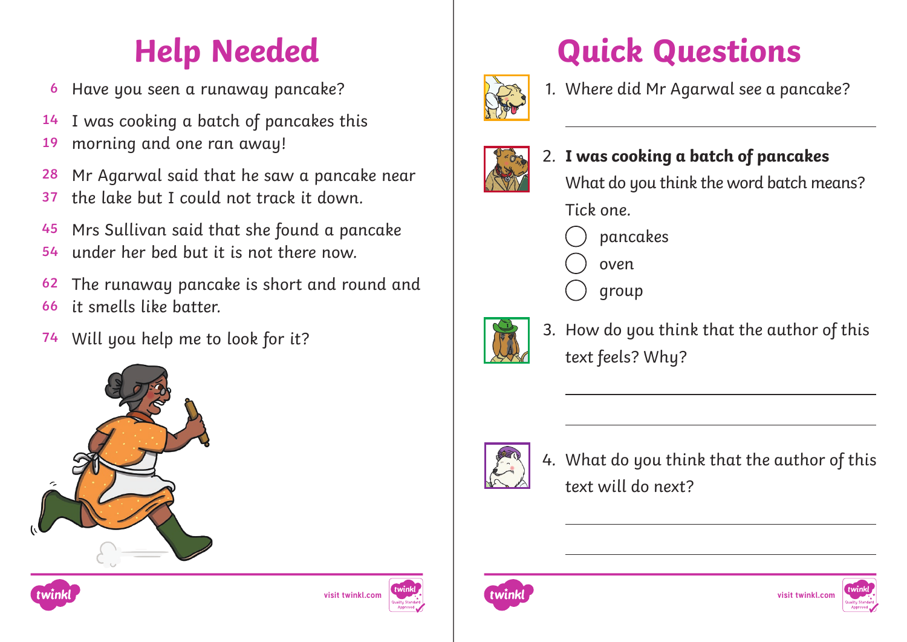# Help Needed

6 Have you seen a runaway pancake?

14 I was cooking a batch of pancakes this
19 morning and one ran away!

28 Mr Agarwal said that he saw a pancake near
37 the lake but I could not track it down.

45 Mrs Sullivan said that she found a pancake
54 under her bed but it is not there now.

62 The runaway pancake is short and round and
66 it smells like batter.

74 Will you help me to look for it?

# Quick Questions

1. Where did Mr Agarwal see a pancake?

   ______________________________

2. **I was cooking a batch of pancakes**

   What do you think the word batch means?

   Tick one.

   ◯ pancakes

   ◯ oven

   ◯ group

3. How do you think that the author of this text feels? Why?

   ______________________________

   ______________________________

4. What do you think that the author of this text will do next?

   ______________________________

   ______________________________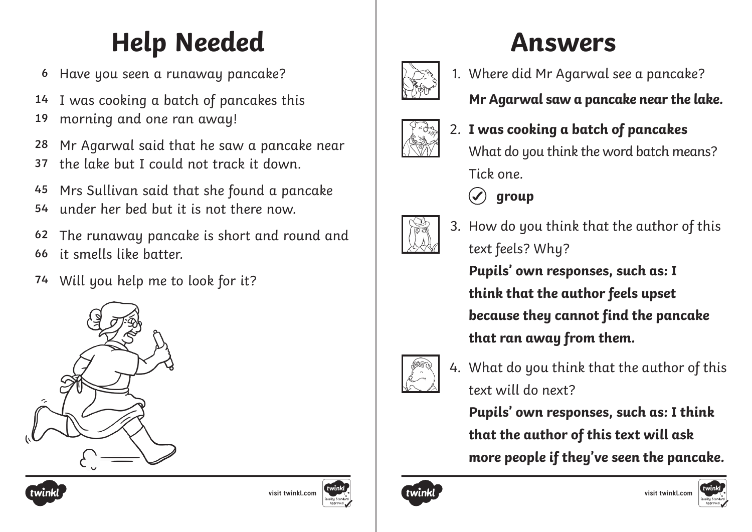# Help Needed

6 Have you seen a runaway pancake?

14 I was cooking a batch of pancakes this
19 morning and one ran away!

28 Mr Agarwal said that he saw a pancake near
37 the lake but I could not track it down.

45 Mrs Sullivan said that she found a pancake
54 under her bed but it is not there now.

62 The runaway pancake is short and round and
66 it smells like batter.

74 Will you help me to look for it?

# Answers

1. Where did Mr Agarwal see a pancake?

   **Mr Agarwal saw a pancake near the lake.**

2. **I was cooking a batch of pancakes**

   What do you think the word batch means? Tick one.

   ✓ **group**

3. How do you think that the author of this text feels? Why?

   **Pupils' own responses, such as: I think that the author feels upset because they cannot find the pancake that ran away from them.**

4. What do you think that the author of this text will do next?

   **Pupils' own responses, such as: I think that the author of this text will ask more people if they've seen the pancake.**